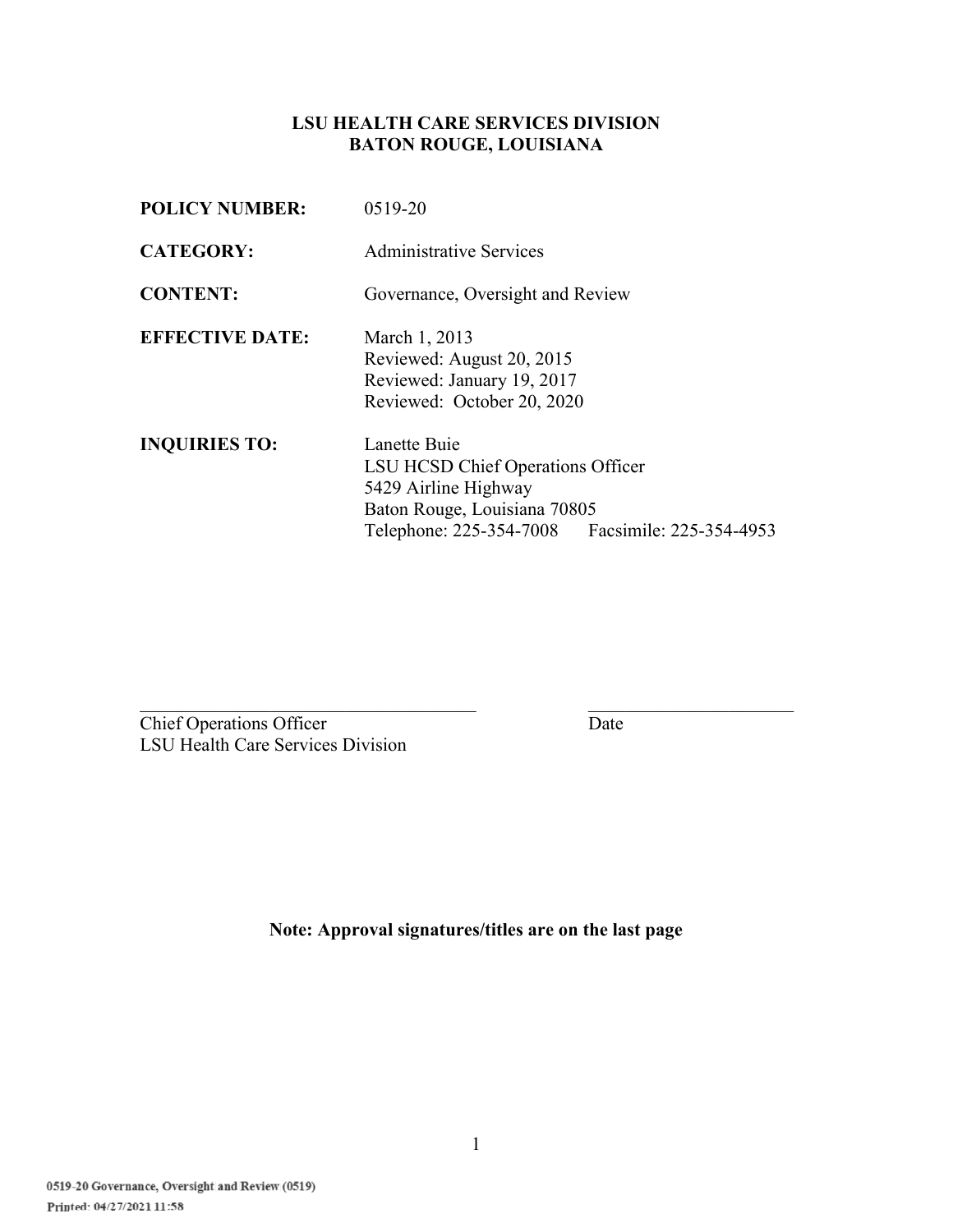**LSU HEALTH CARE SERVICES DIVISION**
**BATON ROUGE, LOUISIANA**

**POLICY NUMBER:** 0519-20

**CATEGORY:** Administrative Services

**CONTENT:** Governance, Oversight and Review

**EFFECTIVE DATE:** March 1, 2013
Reviewed: August 20, 2015
Reviewed: January 19, 2017
Reviewed: October 20, 2020

**INQUIRIES TO:** Lanette Buie
LSU HCSD Chief Operations Officer
5429 Airline Highway
Baton Rouge, Louisiana 70805
Telephone: 225-354-7008 Facsimile: 225-354-4953

\_\_\_\_\_\_\_\_\_\_\_\_\_\_\_\_\_\_\_\_\_\_\_\_\_\_\_\_\_\_\_\_\_\_\_\_ \_\_\_\_\_\_\_\_\_\_\_\_\_\_\_\_\_\_\_\_\_\_
Chief Operations Officer Date
LSU Health Care Services Division

**Note: Approval signatures/titles are on the last page**

0519-20 Governance, Oversight and Review (0519)
Printed: 04/27/2021 11:58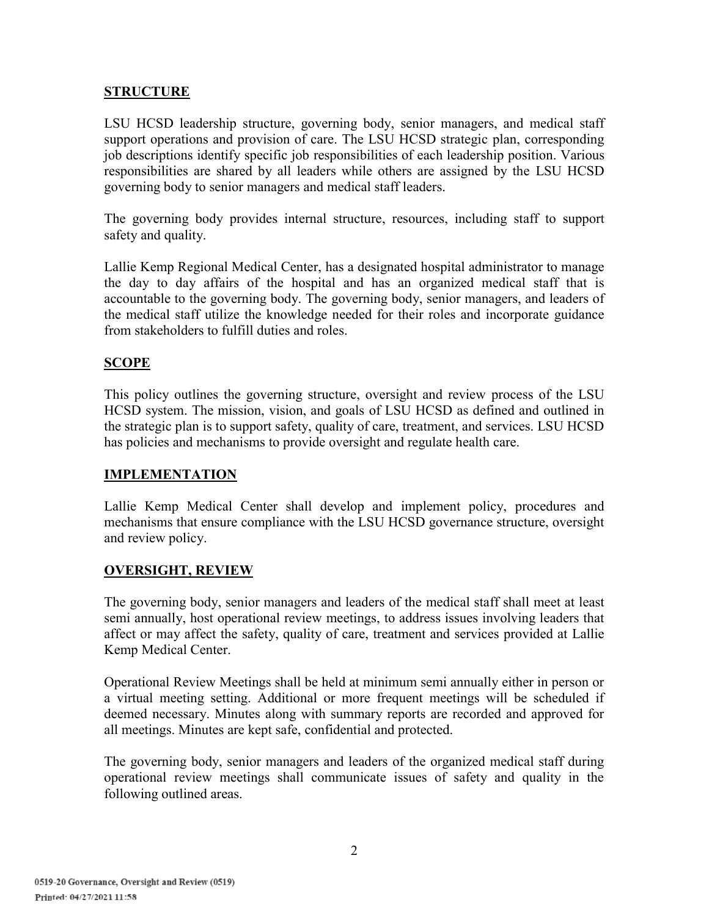## STRUCTURE

LSU HCSD leadership structure, governing body, senior managers, and medical staff support operations and provision of care. The LSU HCSD strategic plan, corresponding job descriptions identify specific job responsibilities of each leadership position. Various responsibilities are shared by all leaders while others are assigned by the LSU HCSD governing body to senior managers and medical staff leaders.

The governing body provides internal structure, resources, including staff to support safety and quality.

Lallie Kemp Regional Medical Center, has a designated hospital administrator to manage the day to day affairs of the hospital and has an organized medical staff that is accountable to the governing body. The governing body, senior managers, and leaders of the medical staff utilize the knowledge needed for their roles and incorporate guidance from stakeholders to fulfill duties and roles.

## SCOPE

This policy outlines the governing structure, oversight and review process of the LSU HCSD system. The mission, vision, and goals of LSU HCSD as defined and outlined in the strategic plan is to support safety, quality of care, treatment, and services. LSU HCSD has policies and mechanisms to provide oversight and regulate health care.

## IMPLEMENTATION

Lallie Kemp Medical Center shall develop and implement policy, procedures and mechanisms that ensure compliance with the LSU HCSD governance structure, oversight and review policy.

## OVERSIGHT, REVIEW

The governing body, senior managers and leaders of the medical staff shall meet at least semi annually, host operational review meetings, to address issues involving leaders that affect or may affect the safety, quality of care, treatment and services provided at Lallie Kemp Medical Center.

Operational Review Meetings shall be held at minimum semi annually either in person or a virtual meeting setting. Additional or more frequent meetings will be scheduled if deemed necessary. Minutes along with summary reports are recorded and approved for all meetings. Minutes are kept safe, confidential and protected.

The governing body, senior managers and leaders of the organized medical staff during operational review meetings shall communicate issues of safety and quality in the following outlined areas.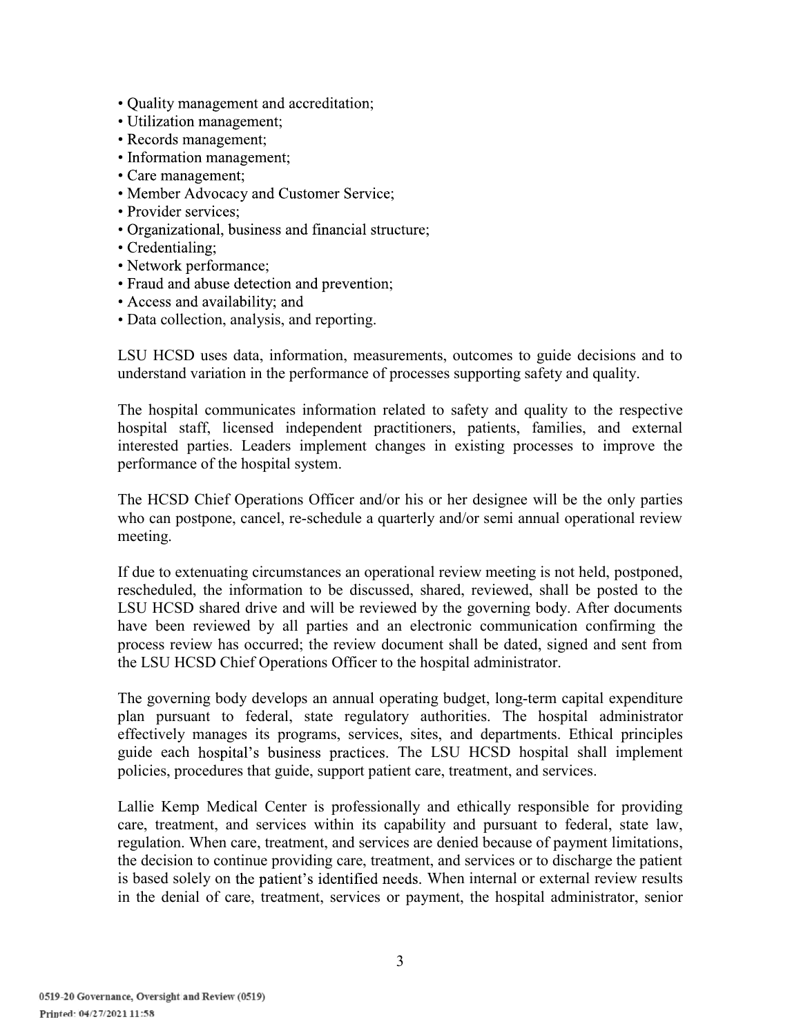- Quality management and accreditation;
- Utilization management;
- Records management;
- Information management;
- Care management;
- Member Advocacy and Customer Service;
- Provider services;
- Organizational, business and financial structure;
- Credentialing;
- Network performance;
- Fraud and abuse detection and prevention;
- Access and availability; and
- Data collection, analysis, and reporting.

LSU HCSD uses data, information, measurements, outcomes to guide decisions and to understand variation in the performance of processes supporting safety and quality.

The hospital communicates information related to safety and quality to the respective hospital staff, licensed independent practitioners, patients, families, and external interested parties. Leaders implement changes in existing processes to improve the performance of the hospital system.

The HCSD Chief Operations Officer and/or his or her designee will be the only parties who can postpone, cancel, re-schedule a quarterly and/or semi annual operational review meeting.

If due to extenuating circumstances an operational review meeting is not held, postponed, rescheduled, the information to be discussed, shared, reviewed, shall be posted to the LSU HCSD shared drive and will be reviewed by the governing body. After documents have been reviewed by all parties and an electronic communication confirming the process review has occurred; the review document shall be dated, signed and sent from the LSU HCSD Chief Operations Officer to the hospital administrator.

The governing body develops an annual operating budget, long-term capital expenditure plan pursuant to federal, state regulatory authorities. The hospital administrator effectively manages its programs, services, sites, and departments. Ethical principles guide each hospital's business practices. The LSU HCSD hospital shall implement policies, procedures that guide, support patient care, treatment, and services.

Lallie Kemp Medical Center is professionally and ethically responsible for providing care, treatment, and services within its capability and pursuant to federal, state law, regulation. When care, treatment, and services are denied because of payment limitations, the decision to continue providing care, treatment, and services or to discharge the patient is based solely on the patient's identified needs. When internal or external review results in the denial of care, treatment, services or payment, the hospital administrator, senior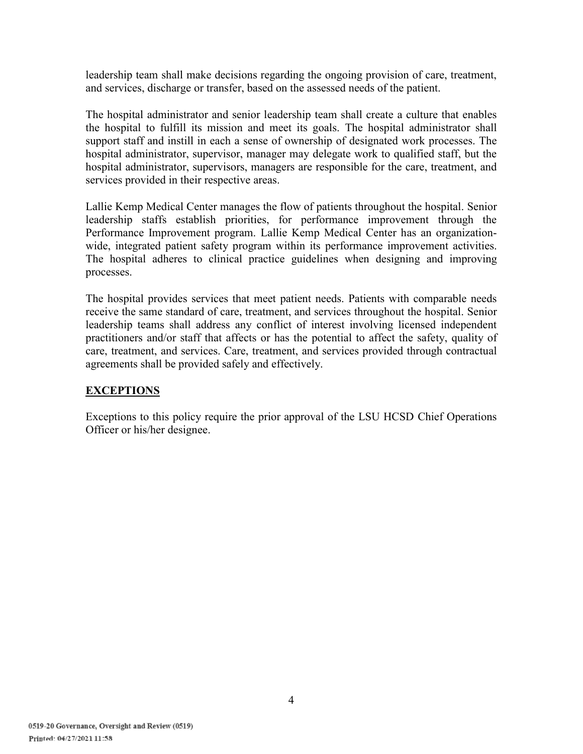leadership team shall make decisions regarding the ongoing provision of care, treatment, and services, discharge or transfer, based on the assessed needs of the patient.

The hospital administrator and senior leadership team shall create a culture that enables the hospital to fulfill its mission and meet its goals. The hospital administrator shall support staff and instill in each a sense of ownership of designated work processes. The hospital administrator, supervisor, manager may delegate work to qualified staff, but the hospital administrator, supervisors, managers are responsible for the care, treatment, and services provided in their respective areas.

Lallie Kemp Medical Center manages the flow of patients throughout the hospital. Senior leadership staffs establish priorities, for performance improvement through the Performance Improvement program. Lallie Kemp Medical Center has an organization-wide, integrated patient safety program within its performance improvement activities. The hospital adheres to clinical practice guidelines when designing and improving processes.

The hospital provides services that meet patient needs. Patients with comparable needs receive the same standard of care, treatment, and services throughout the hospital. Senior leadership teams shall address any conflict of interest involving licensed independent practitioners and/or staff that affects or has the potential to affect the safety, quality of care, treatment, and services. Care, treatment, and services provided through contractual agreements shall be provided safely and effectively.

## EXCEPTIONS

Exceptions to this policy require the prior approval of the LSU HCSD Chief Operations Officer or his/her designee.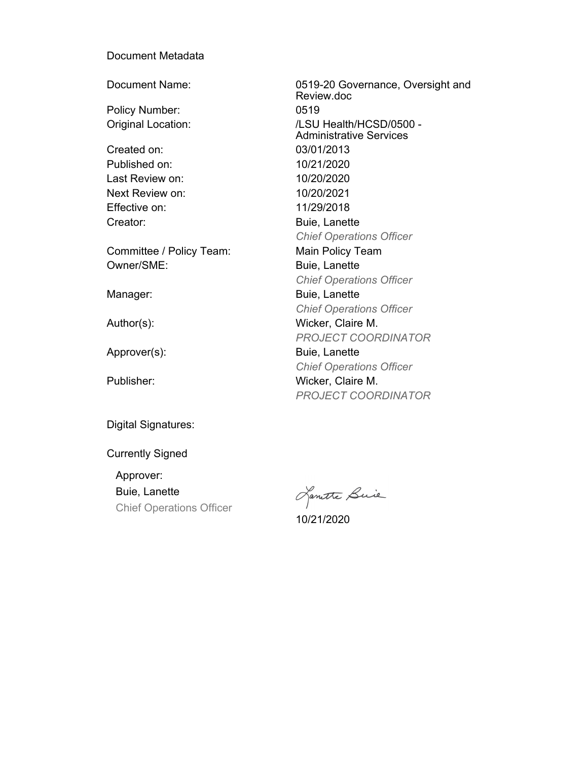Document Metadata

| | |
|---|---|
| Document Name: | 0519-20 Governance, Oversight and Review.doc |
| Policy Number: | 0519 |
| Original Location: | /LSU Health/HCSD/0500 - Administrative Services |
| Created on: | 03/01/2013 |
| Published on: | 10/21/2020 |
| Last Review on: | 10/20/2020 |
| Next Review on: | 10/20/2021 |
| Effective on: | 11/29/2018 |
| Creator: | Buie, Lanette<br>*Chief Operations Officer* |
| Committee / Policy Team: | Main Policy Team |
| Owner/SME: | Buie, Lanette<br>*Chief Operations Officer* |
| Manager: | Buie, Lanette<br>*Chief Operations Officer* |
| Author(s): | Wicker, Claire M.<br>*PROJECT COORDINATOR* |
| Approver(s): | Buie, Lanette<br>*Chief Operations Officer* |
| Publisher: | Wicker, Claire M.<br>*PROJECT COORDINATOR* |

Digital Signatures:

Currently Signed

Approver:
Buie, Lanette
Chief Operations Officer

Lanette Buie
10/21/2020